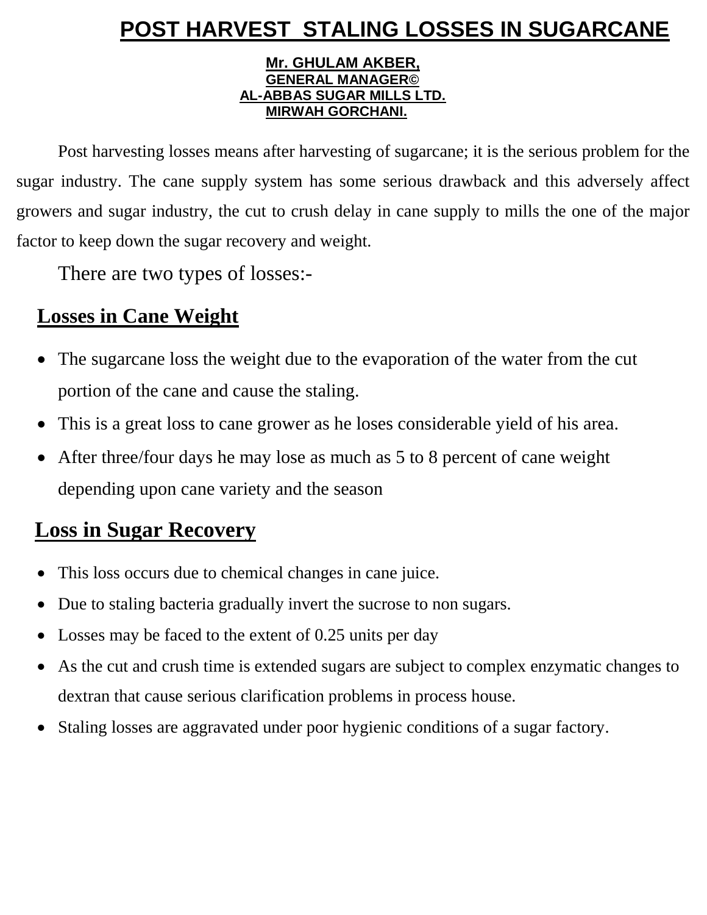# POST HARVEST STALING LOSSES IN SUGARCANE

**Mr. GHULAM AKBER,**
**GENERAL MANAGER©**
**AL-ABBAS SUGAR MILLS LTD.**
**MIRWAH GORCHANI.**

Post harvesting losses means after harvesting of sugarcane; it is the serious problem for the sugar industry. The cane supply system has some serious drawback and this adversely affect growers and sugar industry, the cut to crush delay in cane supply to mills the one of the major factor to keep down the sugar recovery and weight.

There are two types of losses:-

## Losses in Cane Weight

- The sugarcane loss the weight due to the evaporation of the water from the cut portion of the cane and cause the staling.
- This is a great loss to cane grower as he loses considerable yield of his area.
- After three/four days he may lose as much as 5 to 8 percent of cane weight depending upon cane variety and the season

## Loss in Sugar Recovery

- This loss occurs due to chemical changes in cane juice.
- Due to staling bacteria gradually invert the sucrose to non sugars.
- Losses may be faced to the extent of 0.25 units per day
- As the cut and crush time is extended sugars are subject to complex enzymatic changes to dextran that cause serious clarification problems in process house.
- Staling losses are aggravated under poor hygienic conditions of a sugar factory.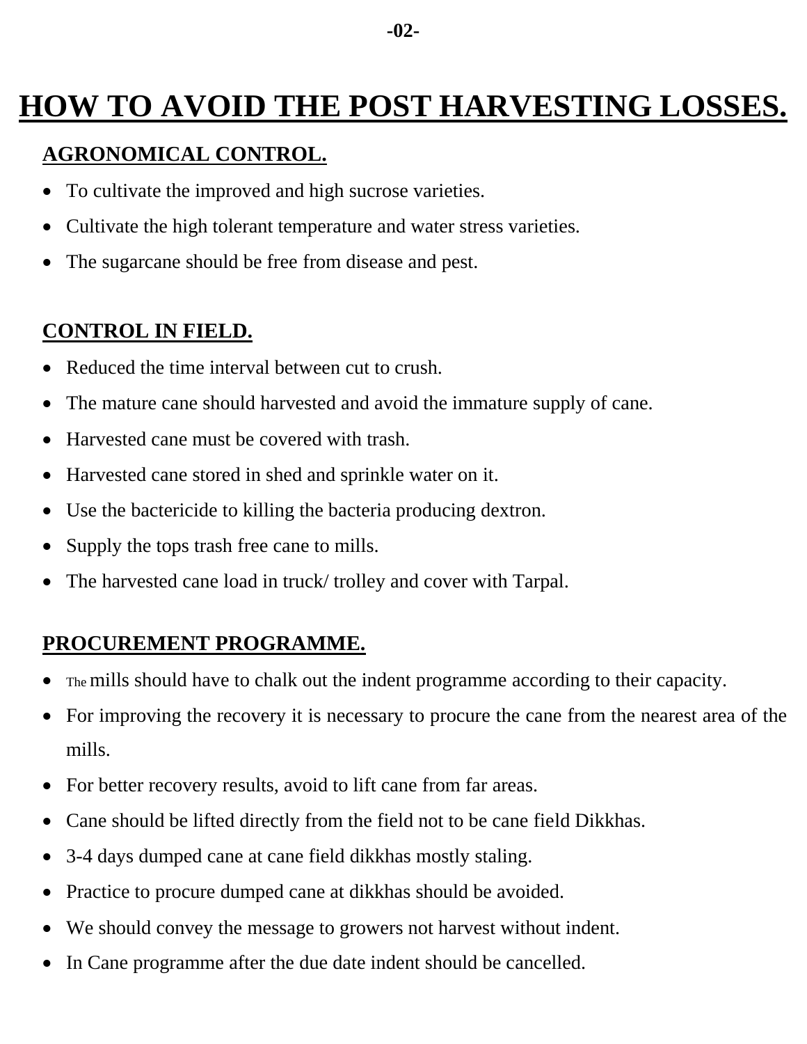# HOW TO AVOID THE POST HARVESTING LOSSES.

## AGRONOMICAL CONTROL.

- To cultivate the improved and high sucrose varieties.
- Cultivate the high tolerant temperature and water stress varieties.
- The sugarcane should be free from disease and pest.

## CONTROL IN FIELD.

- Reduced the time interval between cut to crush.
- The mature cane should harvested and avoid the immature supply of cane.
- Harvested cane must be covered with trash.
- Harvested cane stored in shed and sprinkle water on it.
- Use the bactericide to killing the bacteria producing dextron.
- Supply the tops trash free cane to mills.
- The harvested cane load in truck/ trolley and cover with Tarpal.

## PROCUREMENT PROGRAMME.

- The mills should have to chalk out the indent programme according to their capacity.
- For improving the recovery it is necessary to procure the cane from the nearest area of the mills.
- For better recovery results, avoid to lift cane from far areas.
- Cane should be lifted directly from the field not to be cane field Dikkhas.
- 3-4 days dumped cane at cane field dikkhas mostly staling.
- Practice to procure dumped cane at dikkhas should be avoided.
- We should convey the message to growers not harvest without indent.
- In Cane programme after the due date indent should be cancelled.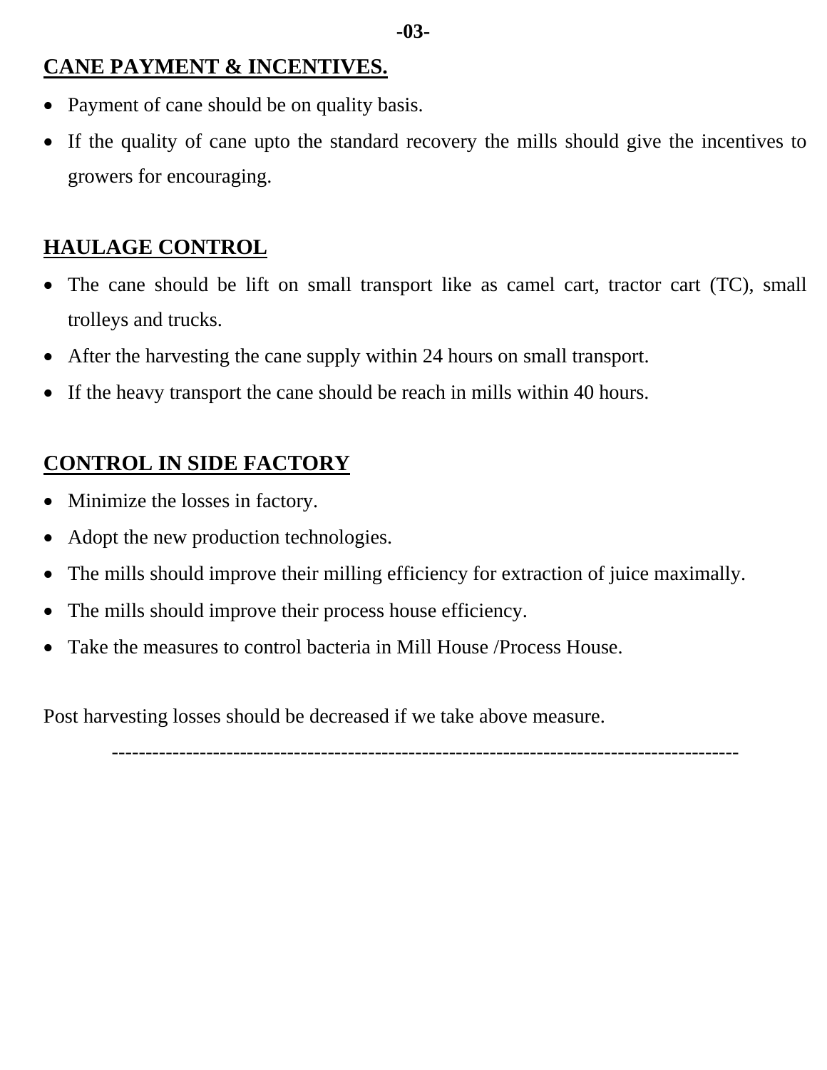## CANE PAYMENT & INCENTIVES.

- Payment of cane should be on quality basis.
- If the quality of cane upto the standard recovery the mills should give the incentives to growers for encouraging.

## HAULAGE CONTROL

- The cane should be lift on small transport like as camel cart, tractor cart (TC), small trolleys and trucks.
- After the harvesting the cane supply within 24 hours on small transport.
- If the heavy transport the cane should be reach in mills within 40 hours.

## CONTROL IN SIDE FACTORY

- Minimize the losses in factory.
- Adopt the new production technologies.
- The mills should improve their milling efficiency for extraction of juice maximally.
- The mills should improve their process house efficiency.
- Take the measures to control bacteria in Mill House /Process House.

Post harvesting losses should be decreased if we take above measure.

---